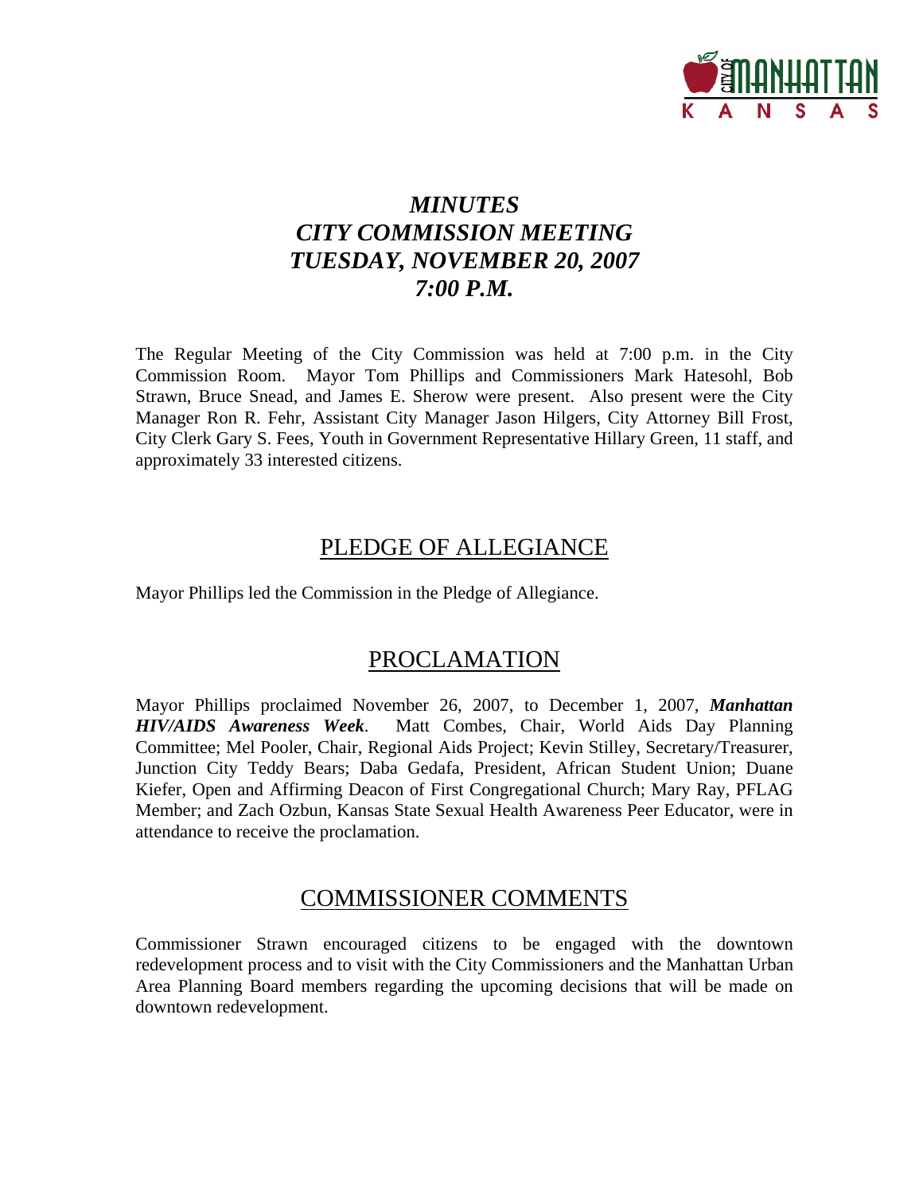# *MINUTES*
# *CITY COMMISSION MEETING*
# *TUESDAY, NOVEMBER 20, 2007*
# *7:00 P.M.*

The Regular Meeting of the City Commission was held at 7:00 p.m. in the City Commission Room. Mayor Tom Phillips and Commissioners Mark Hatesohl, Bob Strawn, Bruce Snead, and James E. Sherow were present. Also present were the City Manager Ron R. Fehr, Assistant City Manager Jason Hilgers, City Attorney Bill Frost, City Clerk Gary S. Fees, Youth in Government Representative Hillary Green, 11 staff, and approximately 33 interested citizens.

## PLEDGE OF ALLEGIANCE

Mayor Phillips led the Commission in the Pledge of Allegiance.

## PROCLAMATION

Mayor Phillips proclaimed November 26, 2007, to December 1, 2007, ***Manhattan HIV/AIDS Awareness Week***. Matt Combes, Chair, World Aids Day Planning Committee; Mel Pooler, Chair, Regional Aids Project; Kevin Stilley, Secretary/Treasurer, Junction City Teddy Bears; Daba Gedafa, President, African Student Union; Duane Kiefer, Open and Affirming Deacon of First Congregational Church; Mary Ray, PFLAG Member; and Zach Ozbun, Kansas State Sexual Health Awareness Peer Educator, were in attendance to receive the proclamation.

## COMMISSIONER COMMENTS

Commissioner Strawn encouraged citizens to be engaged with the downtown redevelopment process and to visit with the City Commissioners and the Manhattan Urban Area Planning Board members regarding the upcoming decisions that will be made on downtown redevelopment.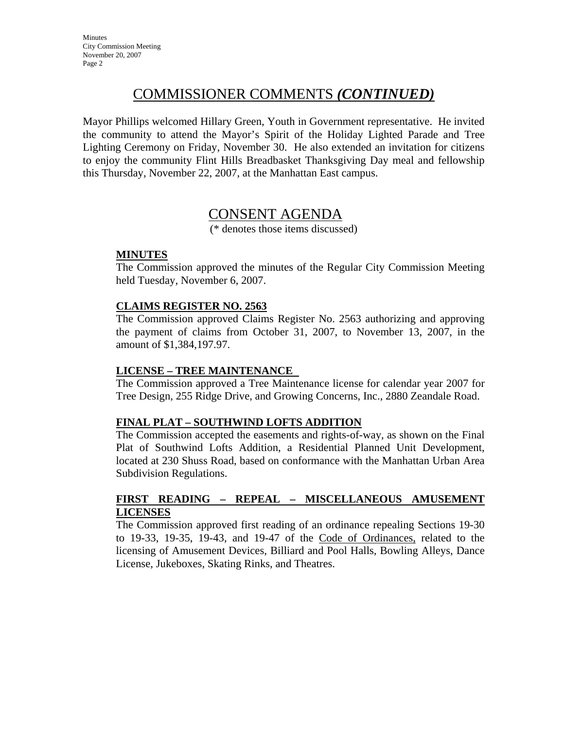## COMMISSIONER COMMENTS *(CONTINUED)*

Mayor Phillips welcomed Hillary Green, Youth in Government representative. He invited the community to attend the Mayor's Spirit of the Holiday Lighted Parade and Tree Lighting Ceremony on Friday, November 30. He also extended an invitation for citizens to enjoy the community Flint Hills Breadbasket Thanksgiving Day meal and fellowship this Thursday, November 22, 2007, at the Manhattan East campus.

## CONSENT AGENDA

(* denotes those items discussed)

**MINUTES**

The Commission approved the minutes of the Regular City Commission Meeting held Tuesday, November 6, 2007.

**CLAIMS REGISTER NO. 2563**

The Commission approved Claims Register No. 2563 authorizing and approving the payment of claims from October 31, 2007, to November 13, 2007, in the amount of $1,384,197.97.

**LICENSE – TREE MAINTENANCE**

The Commission approved a Tree Maintenance license for calendar year 2007 for Tree Design, 255 Ridge Drive, and Growing Concerns, Inc., 2880 Zeandale Road.

**FINAL PLAT – SOUTHWIND LOFTS ADDITION**

The Commission accepted the easements and rights-of-way, as shown on the Final Plat of Southwind Lofts Addition, a Residential Planned Unit Development, located at 230 Shuss Road, based on conformance with the Manhattan Urban Area Subdivision Regulations.

**FIRST READING – REPEAL – MISCELLANEOUS AMUSEMENT LICENSES**

The Commission approved first reading of an ordinance repealing Sections 19-30 to 19-33, 19-35, 19-43, and 19-47 of the Code of Ordinances, related to the licensing of Amusement Devices, Billiard and Pool Halls, Bowling Alleys, Dance License, Jukeboxes, Skating Rinks, and Theatres.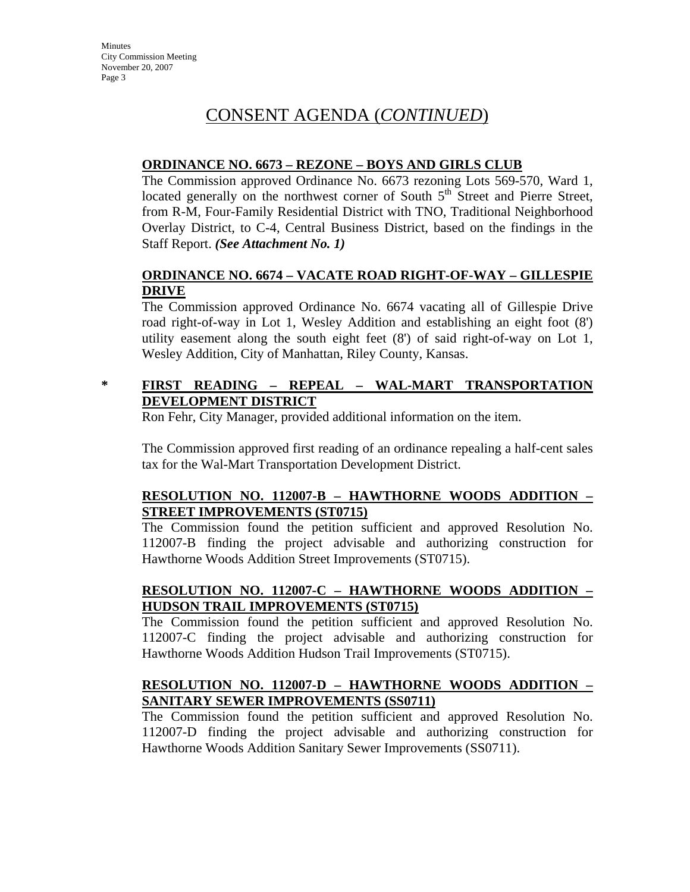# CONSENT AGENDA (*CONTINUED*)

**ORDINANCE NO. 6673 – REZONE – BOYS AND GIRLS CLUB**

The Commission approved Ordinance No. 6673 rezoning Lots 569-570, Ward 1, located generally on the northwest corner of South 5th Street and Pierre Street, from R-M, Four-Family Residential District with TNO, Traditional Neighborhood Overlay District, to C-4, Central Business District, based on the findings in the Staff Report. ***(See Attachment No. 1)***

**ORDINANCE NO. 6674 – VACATE ROAD RIGHT-OF-WAY – GILLESPIE DRIVE**

The Commission approved Ordinance No. 6674 vacating all of Gillespie Drive road right-of-way in Lot 1, Wesley Addition and establishing an eight foot (8') utility easement along the south eight feet (8') of said right-of-way on Lot 1, Wesley Addition, City of Manhattan, Riley County, Kansas.

\* **FIRST READING – REPEAL – WAL-MART TRANSPORTATION DEVELOPMENT DISTRICT**

Ron Fehr, City Manager, provided additional information on the item.

The Commission approved first reading of an ordinance repealing a half-cent sales tax for the Wal-Mart Transportation Development District.

**RESOLUTION NO. 112007-B – HAWTHORNE WOODS ADDITION – STREET IMPROVEMENTS (ST0715)**

The Commission found the petition sufficient and approved Resolution No. 112007-B finding the project advisable and authorizing construction for Hawthorne Woods Addition Street Improvements (ST0715).

**RESOLUTION NO. 112007-C – HAWTHORNE WOODS ADDITION – HUDSON TRAIL IMPROVEMENTS (ST0715)**

The Commission found the petition sufficient and approved Resolution No. 112007-C finding the project advisable and authorizing construction for Hawthorne Woods Addition Hudson Trail Improvements (ST0715).

**RESOLUTION NO. 112007-D – HAWTHORNE WOODS ADDITION – SANITARY SEWER IMPROVEMENTS (SS0711)**

The Commission found the petition sufficient and approved Resolution No. 112007-D finding the project advisable and authorizing construction for Hawthorne Woods Addition Sanitary Sewer Improvements (SS0711).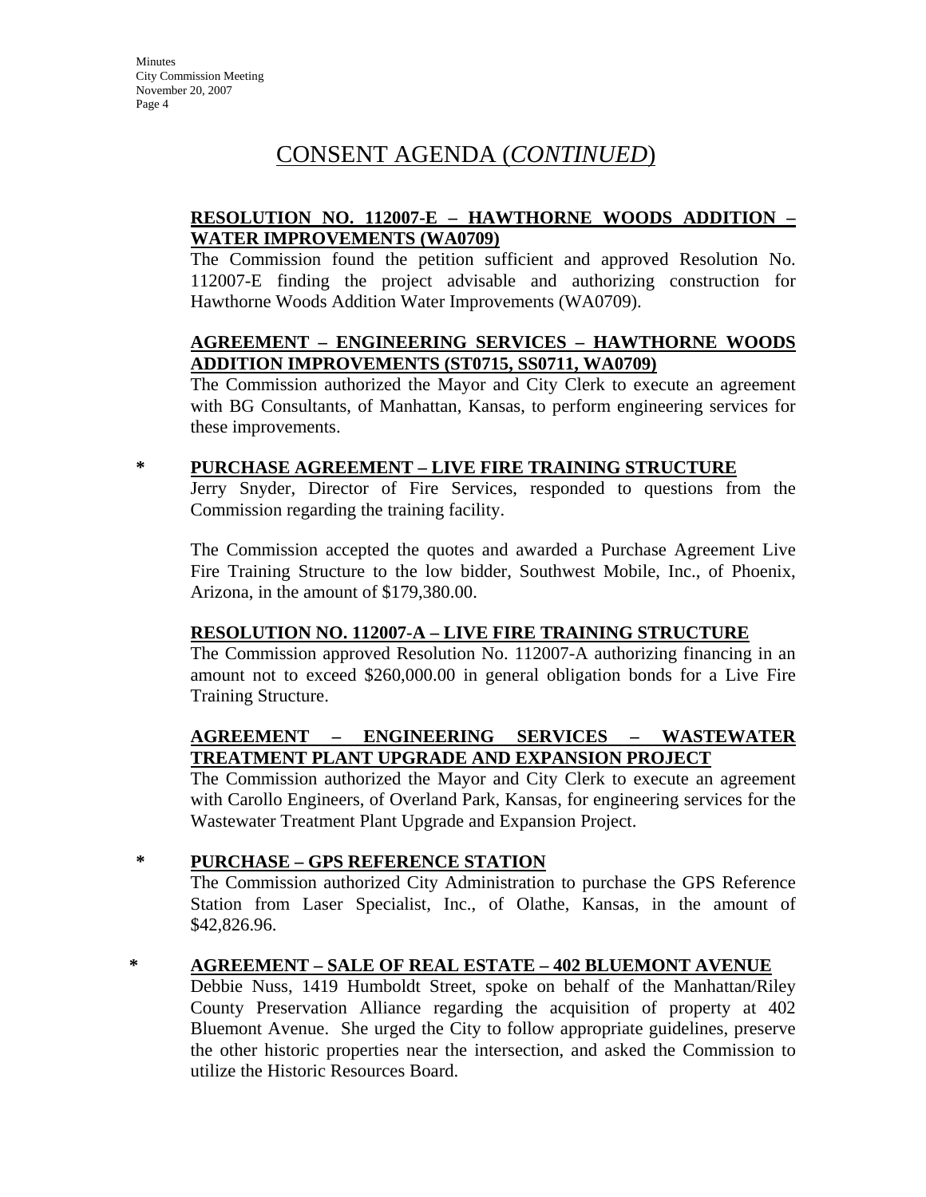# CONSENT AGENDA (*CONTINUED*)

**RESOLUTION NO. 112007-E – HAWTHORNE WOODS ADDITION – WATER IMPROVEMENTS (WA0709)**

The Commission found the petition sufficient and approved Resolution No. 112007-E finding the project advisable and authorizing construction for Hawthorne Woods Addition Water Improvements (WA0709).

**AGREEMENT – ENGINEERING SERVICES – HAWTHORNE WOODS ADDITION IMPROVEMENTS (ST0715, SS0711, WA0709)**

The Commission authorized the Mayor and City Clerk to execute an agreement with BG Consultants, of Manhattan, Kansas, to perform engineering services for these improvements.

\* **PURCHASE AGREEMENT – LIVE FIRE TRAINING STRUCTURE**

Jerry Snyder, Director of Fire Services, responded to questions from the Commission regarding the training facility.

The Commission accepted the quotes and awarded a Purchase Agreement Live Fire Training Structure to the low bidder, Southwest Mobile, Inc., of Phoenix, Arizona, in the amount of $179,380.00.

**RESOLUTION NO. 112007-A – LIVE FIRE TRAINING STRUCTURE**

The Commission approved Resolution No. 112007-A authorizing financing in an amount not to exceed $260,000.00 in general obligation bonds for a Live Fire Training Structure.

**AGREEMENT – ENGINEERING SERVICES – WASTEWATER TREATMENT PLANT UPGRADE AND EXPANSION PROJECT**

The Commission authorized the Mayor and City Clerk to execute an agreement with Carollo Engineers, of Overland Park, Kansas, for engineering services for the Wastewater Treatment Plant Upgrade and Expansion Project.

\* **PURCHASE – GPS REFERENCE STATION**

The Commission authorized City Administration to purchase the GPS Reference Station from Laser Specialist, Inc., of Olathe, Kansas, in the amount of $42,826.96.

\* **AGREEMENT – SALE OF REAL ESTATE – 402 BLUEMONT AVENUE**

Debbie Nuss, 1419 Humboldt Street, spoke on behalf of the Manhattan/Riley County Preservation Alliance regarding the acquisition of property at 402 Bluemont Avenue. She urged the City to follow appropriate guidelines, preserve the other historic properties near the intersection, and asked the Commission to utilize the Historic Resources Board.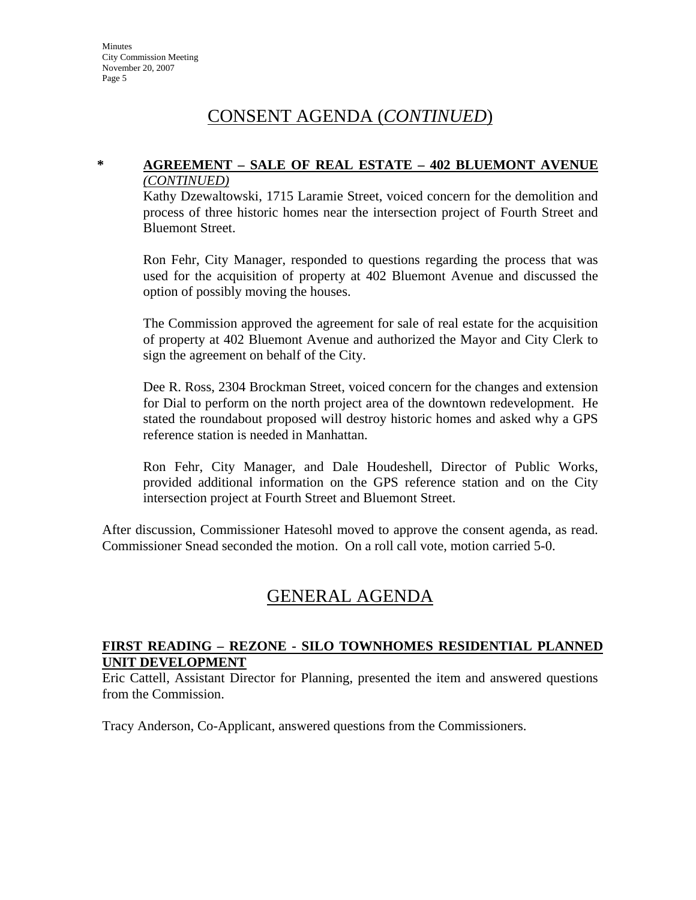## CONSENT AGENDA (*CONTINUED*)

\* **AGREEMENT – SALE OF REAL ESTATE – 402 BLUEMONT AVENUE** *(CONTINUED)*

Kathy Dzewaltowski, 1715 Laramie Street, voiced concern for the demolition and process of three historic homes near the intersection project of Fourth Street and Bluemont Street.

Ron Fehr, City Manager, responded to questions regarding the process that was used for the acquisition of property at 402 Bluemont Avenue and discussed the option of possibly moving the houses.

The Commission approved the agreement for sale of real estate for the acquisition of property at 402 Bluemont Avenue and authorized the Mayor and City Clerk to sign the agreement on behalf of the City.

Dee R. Ross, 2304 Brockman Street, voiced concern for the changes and extension for Dial to perform on the north project area of the downtown redevelopment. He stated the roundabout proposed will destroy historic homes and asked why a GPS reference station is needed in Manhattan.

Ron Fehr, City Manager, and Dale Houdeshell, Director of Public Works, provided additional information on the GPS reference station and on the City intersection project at Fourth Street and Bluemont Street.

After discussion, Commissioner Hatesohl moved to approve the consent agenda, as read. Commissioner Snead seconded the motion. On a roll call vote, motion carried 5-0.

## GENERAL AGENDA

**FIRST READING – REZONE - SILO TOWNHOMES RESIDENTIAL PLANNED UNIT DEVELOPMENT**

Eric Cattell, Assistant Director for Planning, presented the item and answered questions from the Commission.

Tracy Anderson, Co-Applicant, answered questions from the Commissioners.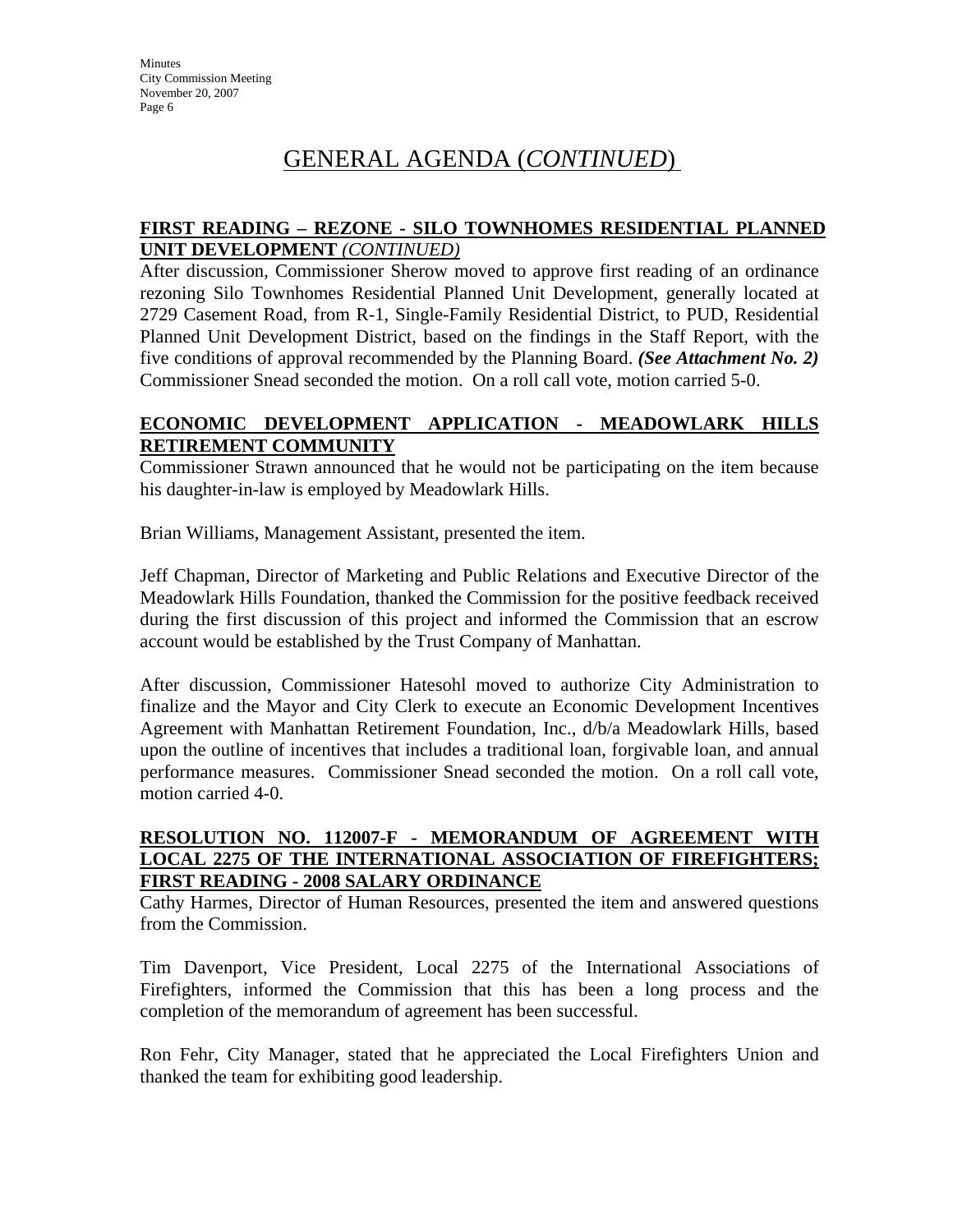# GENERAL AGENDA (*CONTINUED*)

**FIRST READING – REZONE - SILO TOWNHOMES RESIDENTIAL PLANNED UNIT DEVELOPMENT** ***(CONTINUED)***

After discussion, Commissioner Sherow moved to approve first reading of an ordinance rezoning Silo Townhomes Residential Planned Unit Development, generally located at 2729 Casement Road, from R-1, Single-Family Residential District, to PUD, Residential Planned Unit Development District, based on the findings in the Staff Report, with the five conditions of approval recommended by the Planning Board. ***(See Attachment No. 2)*** Commissioner Snead seconded the motion. On a roll call vote, motion carried 5-0.

**ECONOMIC DEVELOPMENT APPLICATION - MEADOWLARK HILLS RETIREMENT COMMUNITY**

Commissioner Strawn announced that he would not be participating on the item because his daughter-in-law is employed by Meadowlark Hills.

Brian Williams, Management Assistant, presented the item.

Jeff Chapman, Director of Marketing and Public Relations and Executive Director of the Meadowlark Hills Foundation, thanked the Commission for the positive feedback received during the first discussion of this project and informed the Commission that an escrow account would be established by the Trust Company of Manhattan.

After discussion, Commissioner Hatesohl moved to authorize City Administration to finalize and the Mayor and City Clerk to execute an Economic Development Incentives Agreement with Manhattan Retirement Foundation, Inc., d/b/a Meadowlark Hills, based upon the outline of incentives that includes a traditional loan, forgivable loan, and annual performance measures. Commissioner Snead seconded the motion. On a roll call vote, motion carried 4-0.

**RESOLUTION NO. 112007-F - MEMORANDUM OF AGREEMENT WITH LOCAL 2275 OF THE INTERNATIONAL ASSOCIATION OF FIREFIGHTERS; FIRST READING - 2008 SALARY ORDINANCE**

Cathy Harmes, Director of Human Resources, presented the item and answered questions from the Commission.

Tim Davenport, Vice President, Local 2275 of the International Associations of Firefighters, informed the Commission that this has been a long process and the completion of the memorandum of agreement has been successful.

Ron Fehr, City Manager, stated that he appreciated the Local Firefighters Union and thanked the team for exhibiting good leadership.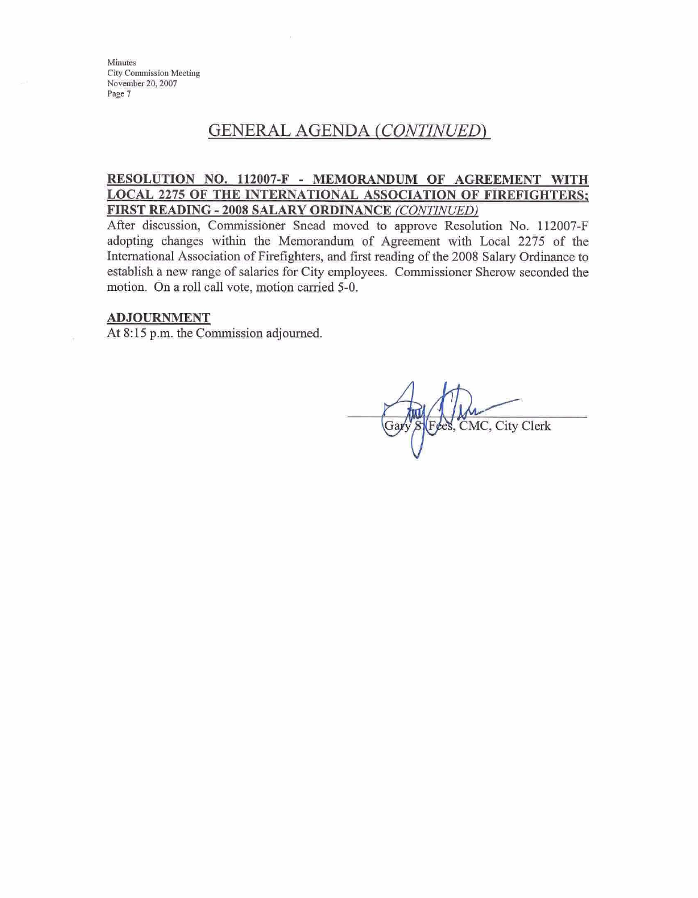## GENERAL AGENDA *(CONTINUED)*

**RESOLUTION NO. 112007-F - MEMORANDUM OF AGREEMENT WITH LOCAL 2275 OF THE INTERNATIONAL ASSOCIATION OF FIREFIGHTERS; FIRST READING - 2008 SALARY ORDINANCE** ***(CONTINUED)***

After discussion, Commissioner Snead moved to approve Resolution No. 112007-F adopting changes within the Memorandum of Agreement with Local 2275 of the International Association of Firefighters, and first reading of the 2008 Salary Ordinance to establish a new range of salaries for City employees. Commissioner Sherow seconded the motion. On a roll call vote, motion carried 5-0.

**ADJOURNMENT**

At 8:15 p.m. the Commission adjourned.

Gary S. Fees, CMC, City Clerk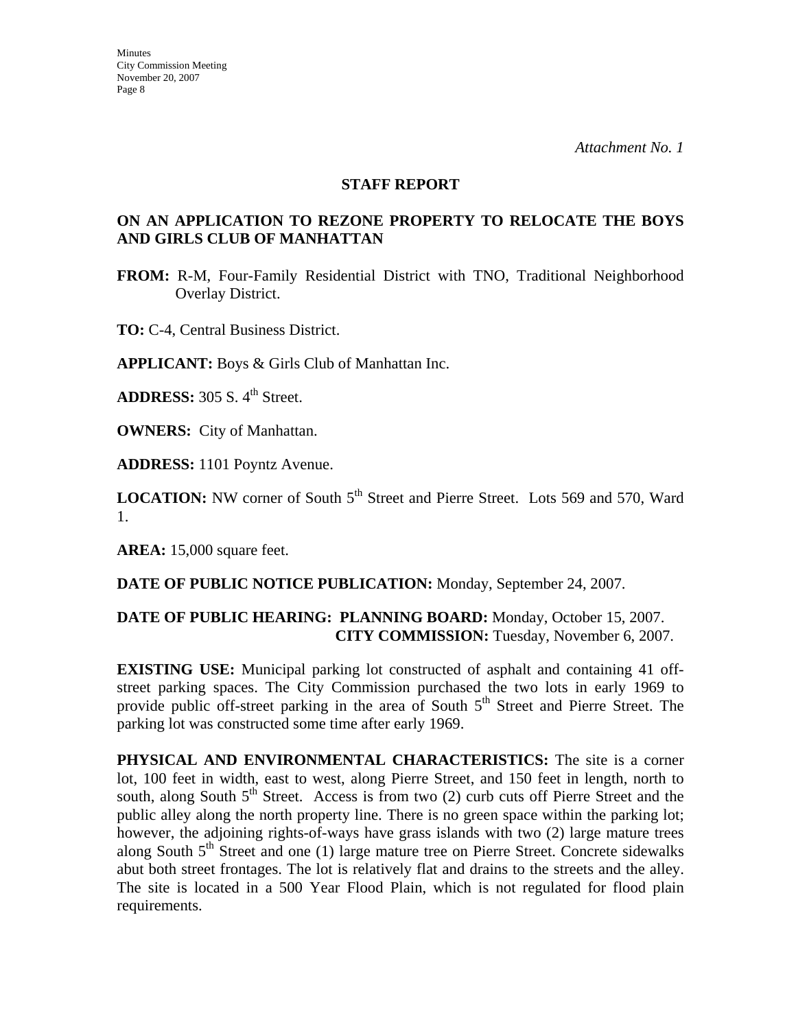*Attachment No. 1*

## STAFF REPORT

### ON AN APPLICATION TO REZONE PROPERTY TO RELOCATE THE BOYS AND GIRLS CLUB OF MANHATTAN

**FROM:** R-M, Four-Family Residential District with TNO, Traditional Neighborhood Overlay District.

**TO:** C-4, Central Business District.

**APPLICANT:** Boys & Girls Club of Manhattan Inc.

**ADDRESS:** 305 S. 4th Street.

**OWNERS:** City of Manhattan.

**ADDRESS:** 1101 Poyntz Avenue.

**LOCATION:** NW corner of South 5th Street and Pierre Street. Lots 569 and 570, Ward 1.

**AREA:** 15,000 square feet.

**DATE OF PUBLIC NOTICE PUBLICATION:** Monday, September 24, 2007.

**DATE OF PUBLIC HEARING: PLANNING BOARD:** Monday, October 15, 2007.
**CITY COMMISSION:** Tuesday, November 6, 2007.

**EXISTING USE:** Municipal parking lot constructed of asphalt and containing 41 off-street parking spaces. The City Commission purchased the two lots in early 1969 to provide public off-street parking in the area of South 5th Street and Pierre Street. The parking lot was constructed some time after early 1969.

**PHYSICAL AND ENVIRONMENTAL CHARACTERISTICS:** The site is a corner lot, 100 feet in width, east to west, along Pierre Street, and 150 feet in length, north to south, along South 5th Street. Access is from two (2) curb cuts off Pierre Street and the public alley along the north property line. There is no green space within the parking lot; however, the adjoining rights-of-ways have grass islands with two (2) large mature trees along South 5th Street and one (1) large mature tree on Pierre Street. Concrete sidewalks abut both street frontages. The lot is relatively flat and drains to the streets and the alley. The site is located in a 500 Year Flood Plain, which is not regulated for flood plain requirements.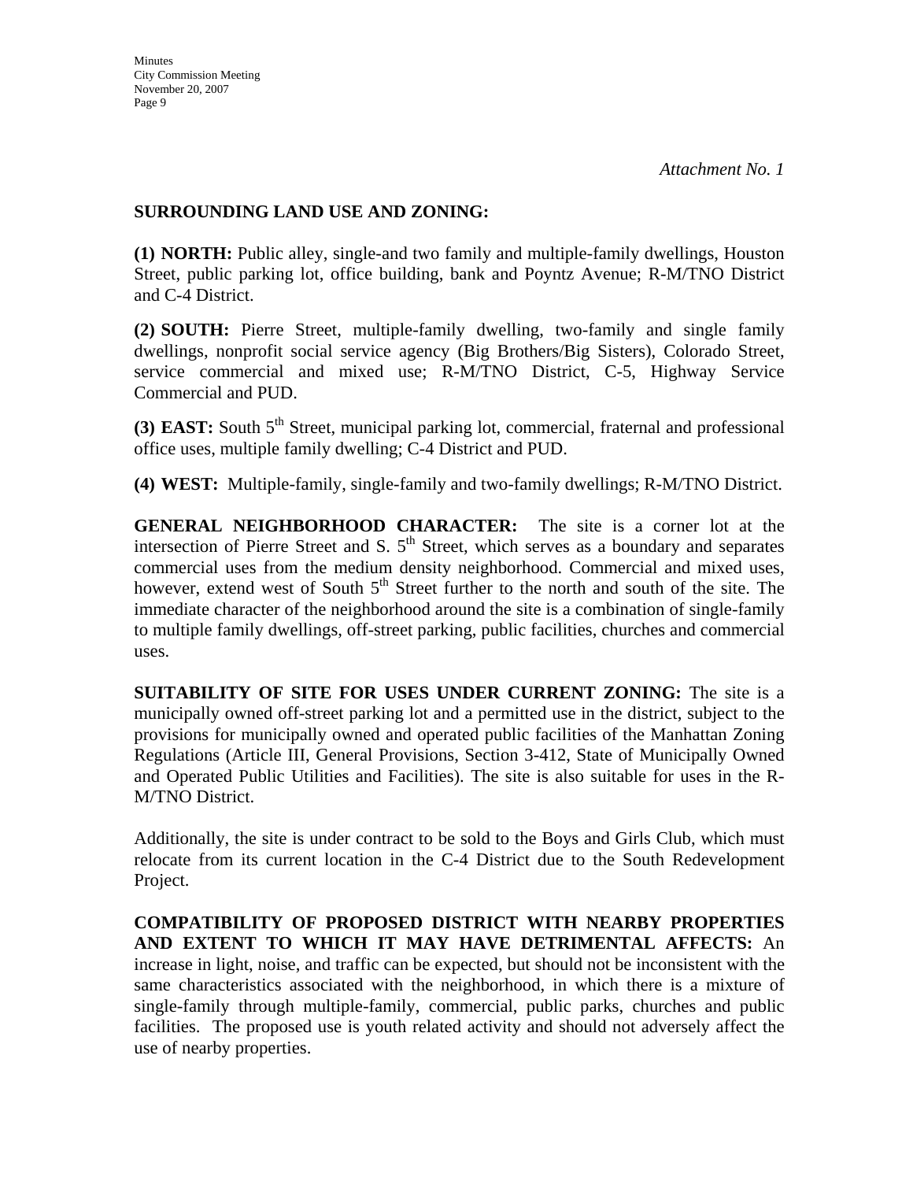*Attachment No. 1*

**SURROUNDING LAND USE AND ZONING:**

**(1) NORTH:** Public alley, single-and two family and multiple-family dwellings, Houston Street, public parking lot, office building, bank and Poyntz Avenue; R-M/TNO District and C-4 District.

**(2) SOUTH:** Pierre Street, multiple-family dwelling, two-family and single family dwellings, nonprofit social service agency (Big Brothers/Big Sisters), Colorado Street, service commercial and mixed use; R-M/TNO District, C-5, Highway Service Commercial and PUD.

**(3) EAST:** South 5th Street, municipal parking lot, commercial, fraternal and professional office uses, multiple family dwelling; C-4 District and PUD.

**(4) WEST:** Multiple-family, single-family and two-family dwellings; R-M/TNO District.

**GENERAL NEIGHBORHOOD CHARACTER:** The site is a corner lot at the intersection of Pierre Street and S. 5th Street, which serves as a boundary and separates commercial uses from the medium density neighborhood. Commercial and mixed uses, however, extend west of South 5th Street further to the north and south of the site. The immediate character of the neighborhood around the site is a combination of single-family to multiple family dwellings, off-street parking, public facilities, churches and commercial uses.

**SUITABILITY OF SITE FOR USES UNDER CURRENT ZONING:** The site is a municipally owned off-street parking lot and a permitted use in the district, subject to the provisions for municipally owned and operated public facilities of the Manhattan Zoning Regulations (Article III, General Provisions, Section 3-412, State of Municipally Owned and Operated Public Utilities and Facilities). The site is also suitable for uses in the R-M/TNO District.

Additionally, the site is under contract to be sold to the Boys and Girls Club, which must relocate from its current location in the C-4 District due to the South Redevelopment Project.

**COMPATIBILITY OF PROPOSED DISTRICT WITH NEARBY PROPERTIES AND EXTENT TO WHICH IT MAY HAVE DETRIMENTAL AFFECTS:** An increase in light, noise, and traffic can be expected, but should not be inconsistent with the same characteristics associated with the neighborhood, in which there is a mixture of single-family through multiple-family, commercial, public parks, churches and public facilities. The proposed use is youth related activity and should not adversely affect the use of nearby properties.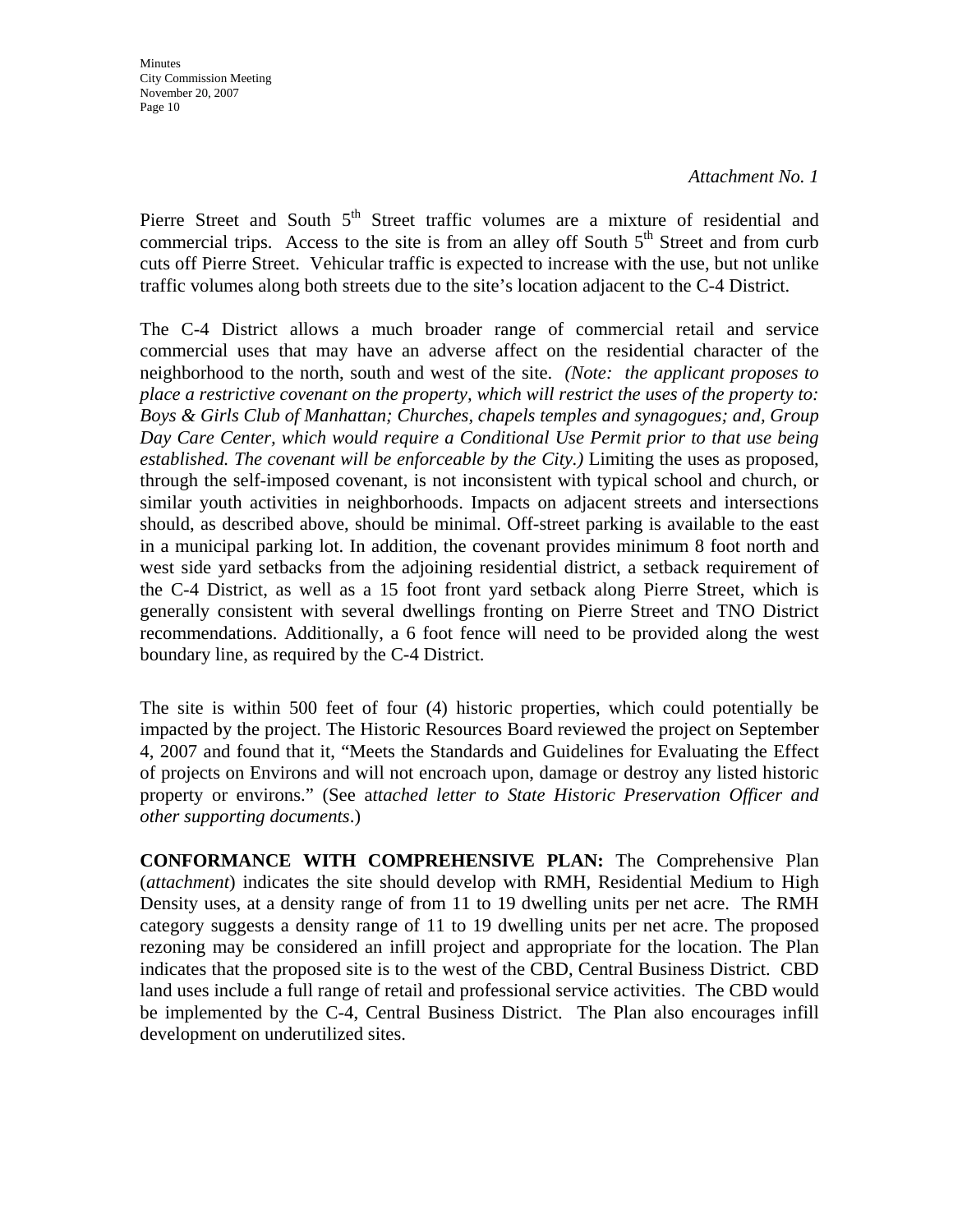*Attachment No. 1*

Pierre Street and South 5th Street traffic volumes are a mixture of residential and commercial trips. Access to the site is from an alley off South 5th Street and from curb cuts off Pierre Street. Vehicular traffic is expected to increase with the use, but not unlike traffic volumes along both streets due to the site's location adjacent to the C-4 District.

The C-4 District allows a much broader range of commercial retail and service commercial uses that may have an adverse affect on the residential character of the neighborhood to the north, south and west of the site. *(Note: the applicant proposes to place a restrictive covenant on the property, which will restrict the uses of the property to: Boys & Girls Club of Manhattan; Churches, chapels temples and synagogues; and, Group Day Care Center, which would require a Conditional Use Permit prior to that use being established. The covenant will be enforceable by the City.)* Limiting the uses as proposed, through the self-imposed covenant, is not inconsistent with typical school and church, or similar youth activities in neighborhoods. Impacts on adjacent streets and intersections should, as described above, should be minimal. Off-street parking is available to the east in a municipal parking lot. In addition, the covenant provides minimum 8 foot north and west side yard setbacks from the adjoining residential district, a setback requirement of the C-4 District, as well as a 15 foot front yard setback along Pierre Street, which is generally consistent with several dwellings fronting on Pierre Street and TNO District recommendations. Additionally, a 6 foot fence will need to be provided along the west boundary line, as required by the C-4 District.

The site is within 500 feet of four (4) historic properties, which could potentially be impacted by the project. The Historic Resources Board reviewed the project on September 4, 2007 and found that it, "Meets the Standards and Guidelines for Evaluating the Effect of projects on Environs and will not encroach upon, damage or destroy any listed historic property or environs." (See a*ttached letter to State Historic Preservation Officer and other supporting documents*.)

**CONFORMANCE WITH COMPREHENSIVE PLAN:** The Comprehensive Plan (*attachment*) indicates the site should develop with RMH, Residential Medium to High Density uses, at a density range of from 11 to 19 dwelling units per net acre. The RMH category suggests a density range of 11 to 19 dwelling units per net acre. The proposed rezoning may be considered an infill project and appropriate for the location. The Plan indicates that the proposed site is to the west of the CBD, Central Business District. CBD land uses include a full range of retail and professional service activities. The CBD would be implemented by the C-4, Central Business District. The Plan also encourages infill development on underutilized sites.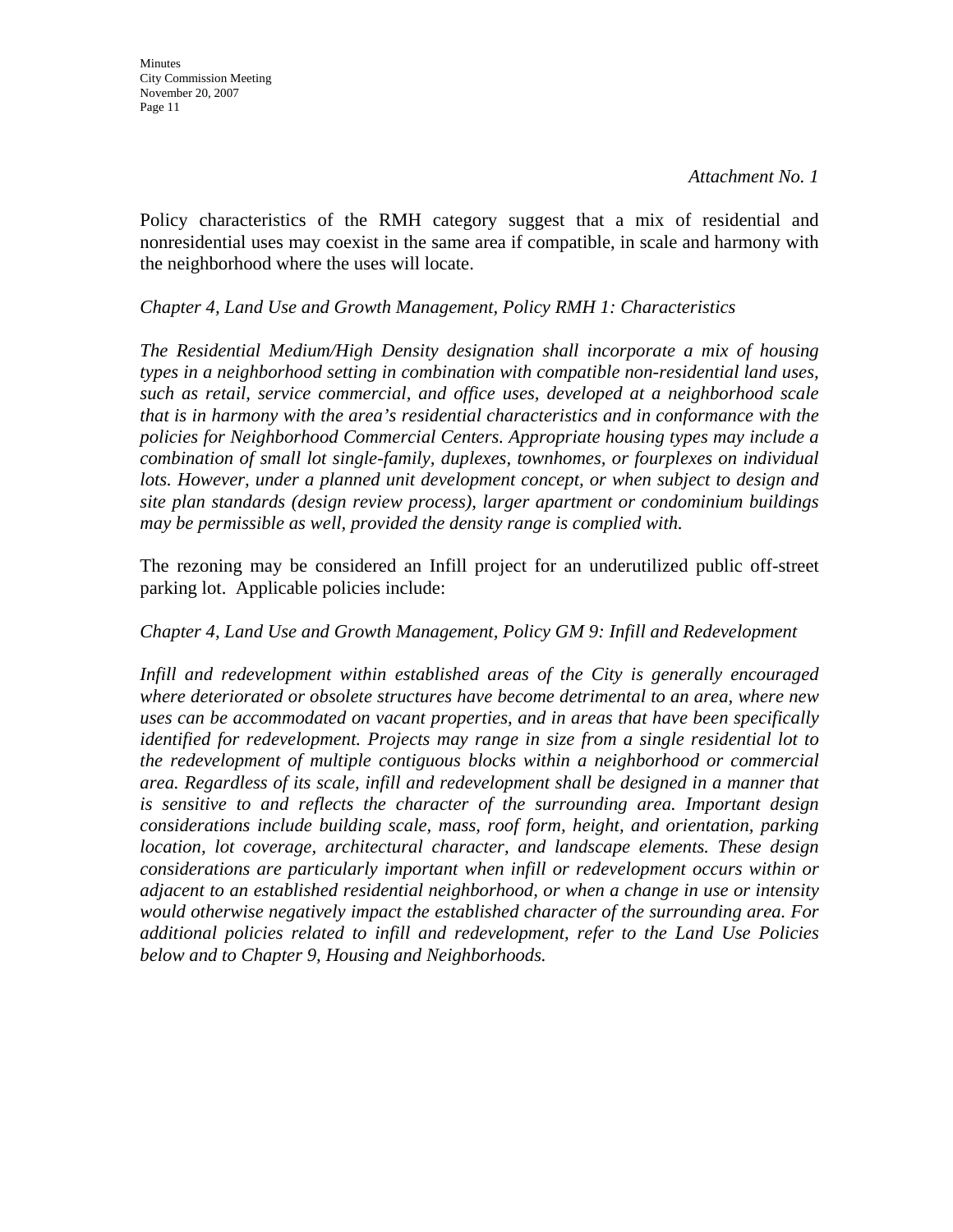*Attachment No. 1*

Policy characteristics of the RMH category suggest that a mix of residential and nonresidential uses may coexist in the same area if compatible, in scale and harmony with the neighborhood where the uses will locate.

*Chapter 4, Land Use and Growth Management, Policy RMH 1: Characteristics*

*The Residential Medium/High Density designation shall incorporate a mix of housing types in a neighborhood setting in combination with compatible non-residential land uses, such as retail, service commercial, and office uses, developed at a neighborhood scale that is in harmony with the area's residential characteristics and in conformance with the policies for Neighborhood Commercial Centers. Appropriate housing types may include a combination of small lot single-family, duplexes, townhomes, or fourplexes on individual lots. However, under a planned unit development concept, or when subject to design and site plan standards (design review process), larger apartment or condominium buildings may be permissible as well, provided the density range is complied with.*

The rezoning may be considered an Infill project for an underutilized public off-street parking lot. Applicable policies include:

*Chapter 4, Land Use and Growth Management, Policy GM 9: Infill and Redevelopment*

*Infill and redevelopment within established areas of the City is generally encouraged where deteriorated or obsolete structures have become detrimental to an area, where new uses can be accommodated on vacant properties, and in areas that have been specifically identified for redevelopment. Projects may range in size from a single residential lot to the redevelopment of multiple contiguous blocks within a neighborhood or commercial area. Regardless of its scale, infill and redevelopment shall be designed in a manner that is sensitive to and reflects the character of the surrounding area. Important design considerations include building scale, mass, roof form, height, and orientation, parking location, lot coverage, architectural character, and landscape elements. These design considerations are particularly important when infill or redevelopment occurs within or adjacent to an established residential neighborhood, or when a change in use or intensity would otherwise negatively impact the established character of the surrounding area. For additional policies related to infill and redevelopment, refer to the Land Use Policies below and to Chapter 9, Housing and Neighborhoods.*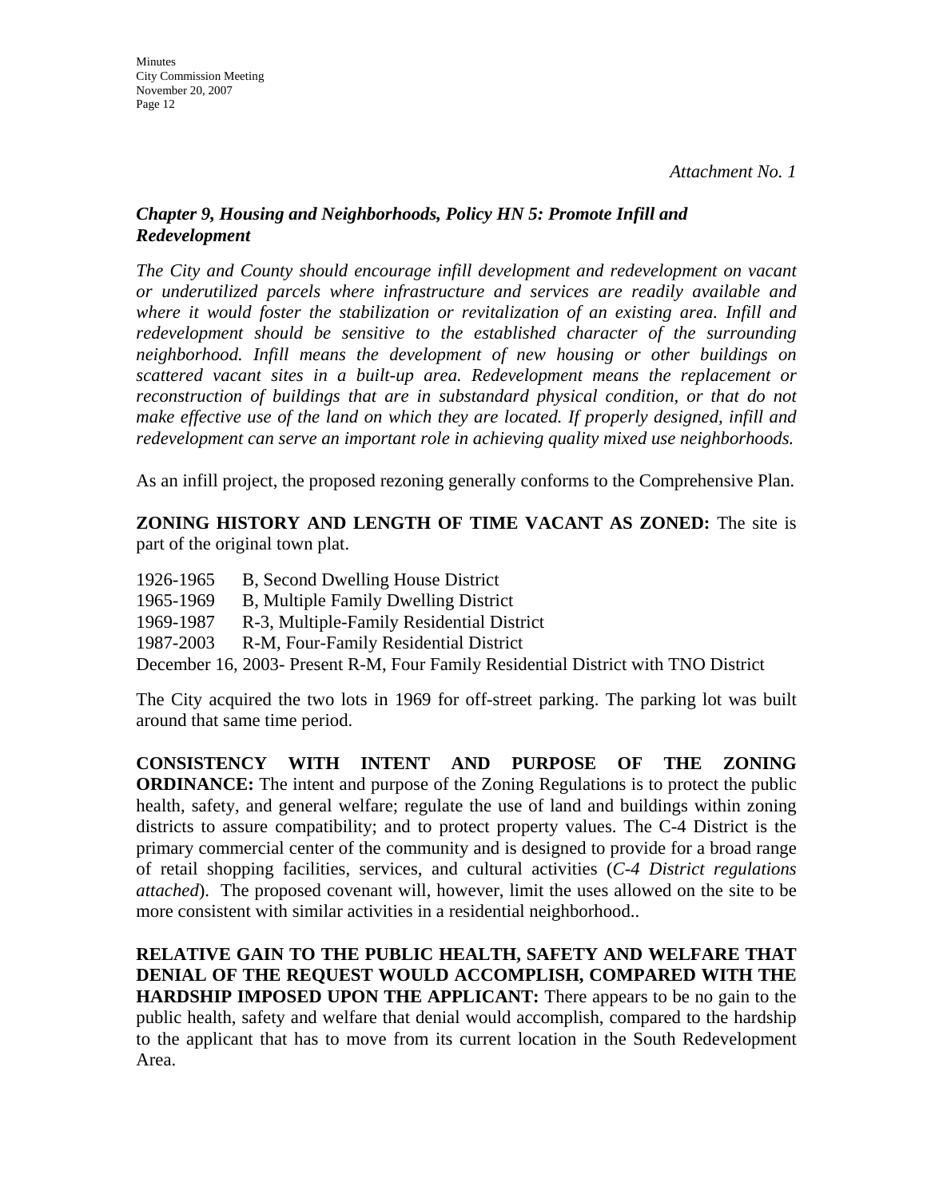*Attachment No. 1*

***Chapter 9, Housing and Neighborhoods, Policy HN 5: Promote Infill and Redevelopment***

*The City and County should encourage infill development and redevelopment on vacant or underutilized parcels where infrastructure and services are readily available and where it would foster the stabilization or revitalization of an existing area. Infill and redevelopment should be sensitive to the established character of the surrounding neighborhood. Infill means the development of new housing or other buildings on scattered vacant sites in a built-up area. Redevelopment means the replacement or reconstruction of buildings that are in substandard physical condition, or that do not make effective use of the land on which they are located. If properly designed, infill and redevelopment can serve an important role in achieving quality mixed use neighborhoods.*

As an infill project, the proposed rezoning generally conforms to the Comprehensive Plan.

**ZONING HISTORY AND LENGTH OF TIME VACANT AS ZONED:** The site is part of the original town plat.

1926-1965 B, Second Dwelling House District
1965-1969 B, Multiple Family Dwelling District
1969-1987 R-3, Multiple-Family Residential District
1987-2003 R-M, Four-Family Residential District
December 16, 2003- Present R-M, Four Family Residential District with TNO District

The City acquired the two lots in 1969 for off-street parking. The parking lot was built around that same time period.

**CONSISTENCY WITH INTENT AND PURPOSE OF THE ZONING ORDINANCE:** The intent and purpose of the Zoning Regulations is to protect the public health, safety, and general welfare; regulate the use of land and buildings within zoning districts to assure compatibility; and to protect property values. The C-4 District is the primary commercial center of the community and is designed to provide for a broad range of retail shopping facilities, services, and cultural activities (*C-4 District regulations attached*). The proposed covenant will, however, limit the uses allowed on the site to be more consistent with similar activities in a residential neighborhood..

**RELATIVE GAIN TO THE PUBLIC HEALTH, SAFETY AND WELFARE THAT DENIAL OF THE REQUEST WOULD ACCOMPLISH, COMPARED WITH THE HARDSHIP IMPOSED UPON THE APPLICANT:** There appears to be no gain to the public health, safety and welfare that denial would accomplish, compared to the hardship to the applicant that has to move from its current location in the South Redevelopment Area.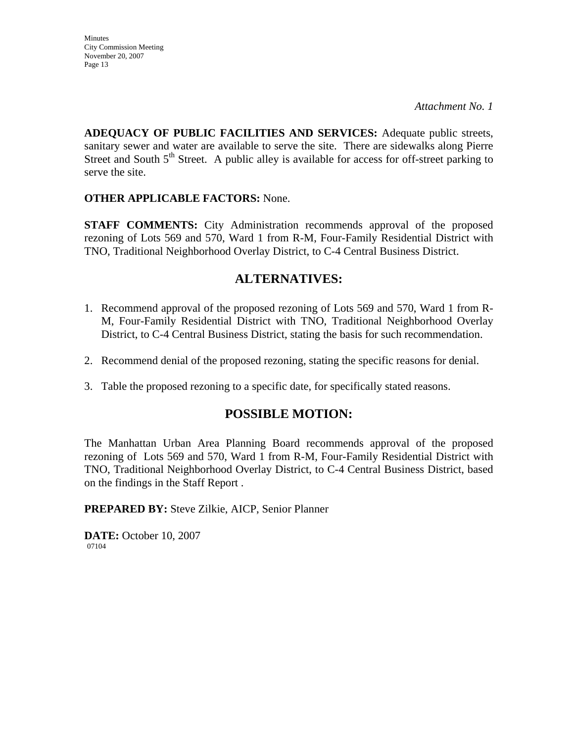*Attachment No. 1*

**ADEQUACY OF PUBLIC FACILITIES AND SERVICES:** Adequate public streets, sanitary sewer and water are available to serve the site. There are sidewalks along Pierre Street and South 5th Street. A public alley is available for access for off-street parking to serve the site.

**OTHER APPLICABLE FACTORS:** None.

**STAFF COMMENTS:** City Administration recommends approval of the proposed rezoning of Lots 569 and 570, Ward 1 from R-M, Four-Family Residential District with TNO, Traditional Neighborhood Overlay District, to C-4 Central Business District.

## ALTERNATIVES:

1. Recommend approval of the proposed rezoning of Lots 569 and 570, Ward 1 from R-M, Four-Family Residential District with TNO, Traditional Neighborhood Overlay District, to C-4 Central Business District, stating the basis for such recommendation.

2. Recommend denial of the proposed rezoning, stating the specific reasons for denial.

3. Table the proposed rezoning to a specific date, for specifically stated reasons.

## POSSIBLE MOTION:

The Manhattan Urban Area Planning Board recommends approval of the proposed rezoning of Lots 569 and 570, Ward 1 from R-M, Four-Family Residential District with TNO, Traditional Neighborhood Overlay District, to C-4 Central Business District, based on the findings in the Staff Report .

**PREPARED BY:** Steve Zilkie, AICP, Senior Planner

**DATE:** October 10, 2007

07104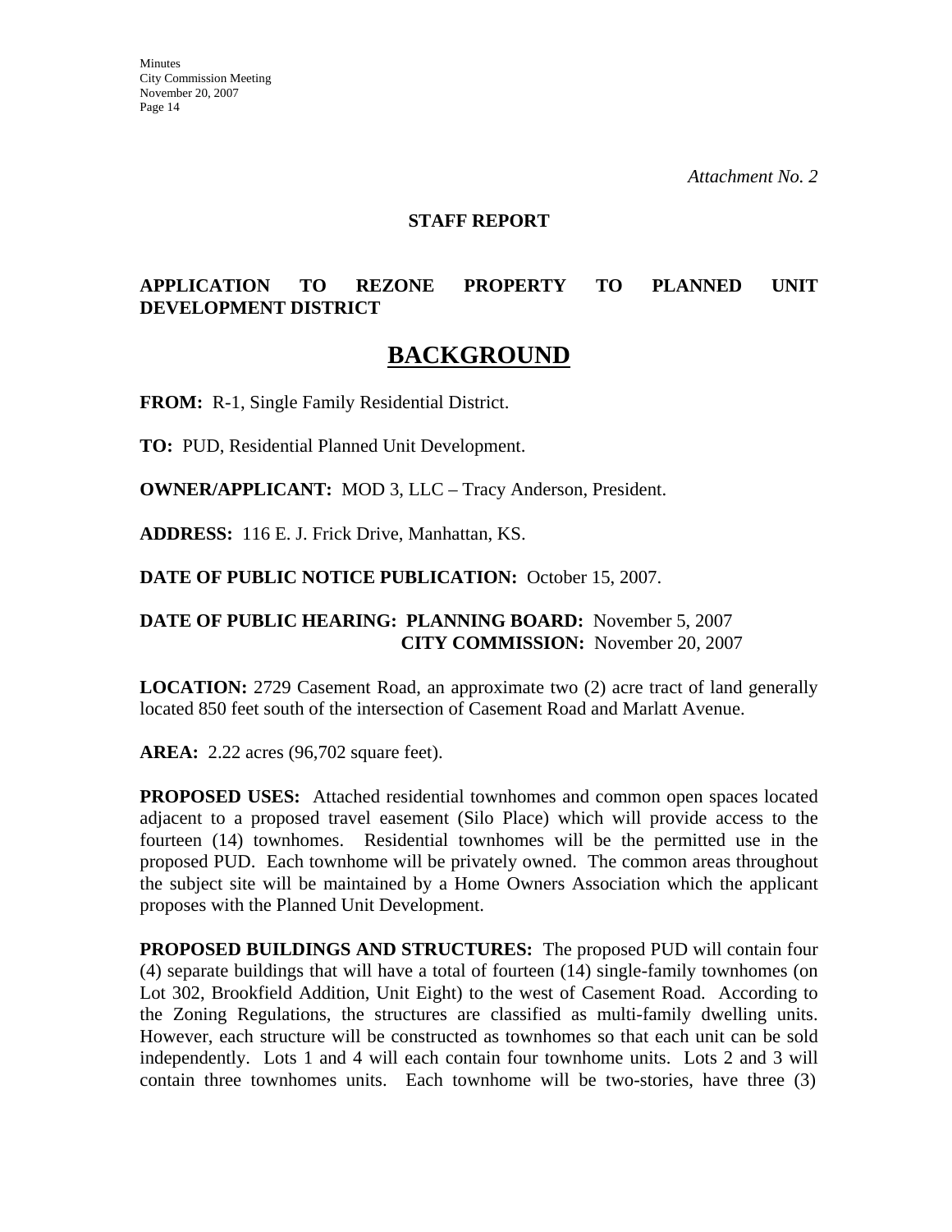*Attachment No. 2*

**STAFF REPORT**

**APPLICATION TO REZONE PROPERTY TO PLANNED UNIT DEVELOPMENT DISTRICT**

# BACKGROUND

**FROM:** R-1, Single Family Residential District.

**TO:** PUD, Residential Planned Unit Development.

**OWNER/APPLICANT:** MOD 3, LLC – Tracy Anderson, President.

**ADDRESS:** 116 E. J. Frick Drive, Manhattan, KS.

**DATE OF PUBLIC NOTICE PUBLICATION:** October 15, 2007.

**DATE OF PUBLIC HEARING: PLANNING BOARD:** November 5, 2007
**CITY COMMISSION:** November 20, 2007

**LOCATION:** 2729 Casement Road, an approximate two (2) acre tract of land generally located 850 feet south of the intersection of Casement Road and Marlatt Avenue.

**AREA:** 2.22 acres (96,702 square feet).

**PROPOSED USES:** Attached residential townhomes and common open spaces located adjacent to a proposed travel easement (Silo Place) which will provide access to the fourteen (14) townhomes. Residential townhomes will be the permitted use in the proposed PUD. Each townhome will be privately owned. The common areas throughout the subject site will be maintained by a Home Owners Association which the applicant proposes with the Planned Unit Development.

**PROPOSED BUILDINGS AND STRUCTURES:** The proposed PUD will contain four (4) separate buildings that will have a total of fourteen (14) single-family townhomes (on Lot 302, Brookfield Addition, Unit Eight) to the west of Casement Road. According to the Zoning Regulations, the structures are classified as multi-family dwelling units. However, each structure will be constructed as townhomes so that each unit can be sold independently. Lots 1 and 4 will each contain four townhome units. Lots 2 and 3 will contain three townhomes units. Each townhome will be two-stories, have three (3)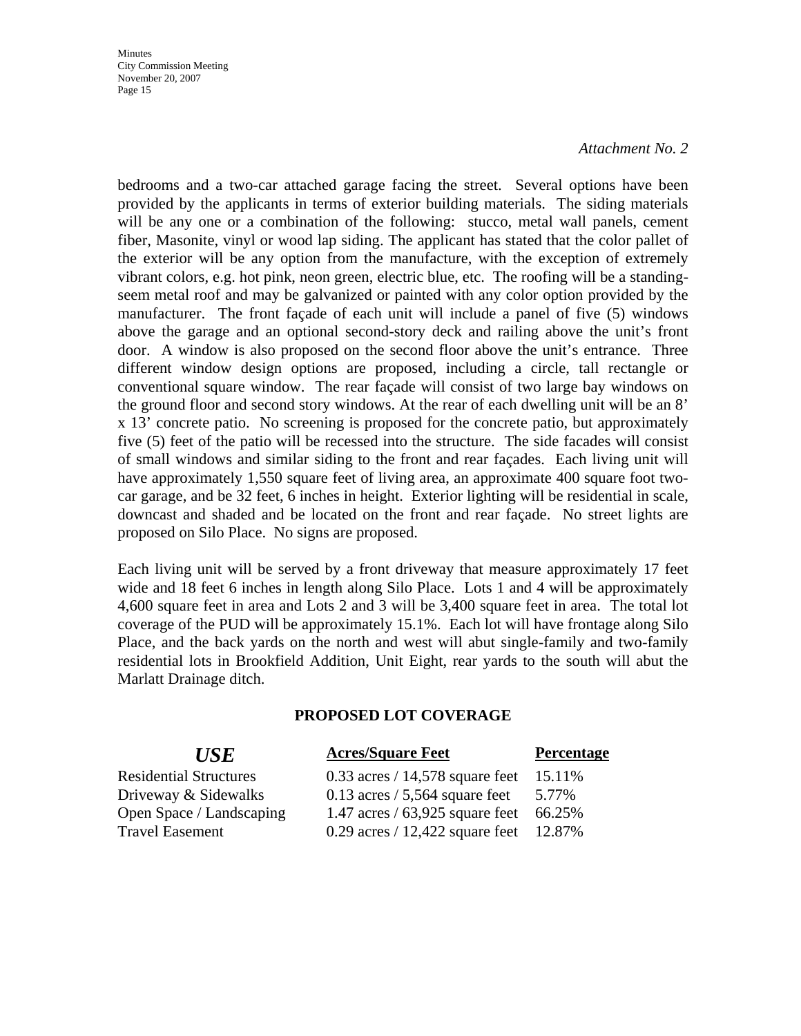*Attachment No. 2*

bedrooms and a two-car attached garage facing the street. Several options have been provided by the applicants in terms of exterior building materials. The siding materials will be any one or a combination of the following: stucco, metal wall panels, cement fiber, Masonite, vinyl or wood lap siding. The applicant has stated that the color pallet of the exterior will be any option from the manufacture, with the exception of extremely vibrant colors, e.g. hot pink, neon green, electric blue, etc. The roofing will be a standing-seem metal roof and may be galvanized or painted with any color option provided by the manufacturer. The front façade of each unit will include a panel of five (5) windows above the garage and an optional second-story deck and railing above the unit's front door. A window is also proposed on the second floor above the unit's entrance. Three different window design options are proposed, including a circle, tall rectangle or conventional square window. The rear façade will consist of two large bay windows on the ground floor and second story windows. At the rear of each dwelling unit will be an 8' x 13' concrete patio. No screening is proposed for the concrete patio, but approximately five (5) feet of the patio will be recessed into the structure. The side facades will consist of small windows and similar siding to the front and rear façades. Each living unit will have approximately 1,550 square feet of living area, an approximate 400 square foot two-car garage, and be 32 feet, 6 inches in height. Exterior lighting will be residential in scale, downcast and shaded and be located on the front and rear façade. No street lights are proposed on Silo Place. No signs are proposed.

Each living unit will be served by a front driveway that measure approximately 17 feet wide and 18 feet 6 inches in length along Silo Place. Lots 1 and 4 will be approximately 4,600 square feet in area and Lots 2 and 3 will be 3,400 square feet in area. The total lot coverage of the PUD will be approximately 15.1%. Each lot will have frontage along Silo Place, and the back yards on the north and west will abut single-family and two-family residential lots in Brookfield Addition, Unit Eight, rear yards to the south will abut the Marlatt Drainage ditch.

**PROPOSED LOT COVERAGE**

| *USE* | Acres/Square Feet | Percentage |
|---|---|---|
| Residential Structures | 0.33 acres / 14,578 square feet | 15.11% |
| Driveway & Sidewalks | 0.13 acres / 5,564 square feet | 5.77% |
| Open Space / Landscaping | 1.47 acres / 63,925 square feet | 66.25% |
| Travel Easement | 0.29 acres / 12,422 square feet | 12.87% |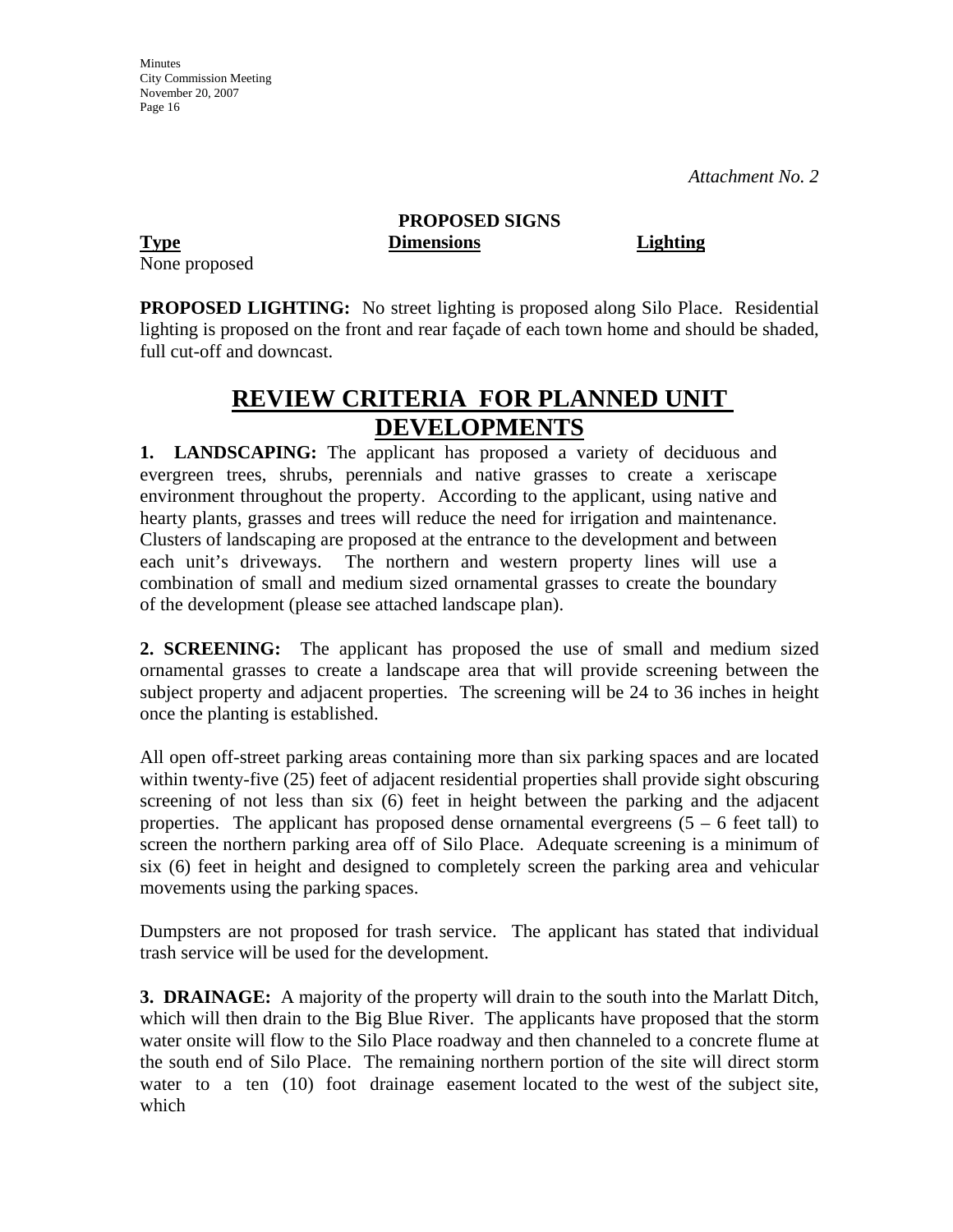*Attachment No. 2*

**PROPOSED SIGNS**

| **Type** | **Dimensions** | **Lighting** |
| --- | --- | --- |
| None proposed | | |

**PROPOSED LIGHTING:** No street lighting is proposed along Silo Place. Residential lighting is proposed on the front and rear façade of each town home and should be shaded, full cut-off and downcast.

# REVIEW CRITERIA FOR PLANNED UNIT DEVELOPMENTS

**1. LANDSCAPING:** The applicant has proposed a variety of deciduous and evergreen trees, shrubs, perennials and native grasses to create a xeriscape environment throughout the property. According to the applicant, using native and hearty plants, grasses and trees will reduce the need for irrigation and maintenance. Clusters of landscaping are proposed at the entrance to the development and between each unit's driveways. The northern and western property lines will use a combination of small and medium sized ornamental grasses to create the boundary of the development (please see attached landscape plan).

**2. SCREENING:** The applicant has proposed the use of small and medium sized ornamental grasses to create a landscape area that will provide screening between the subject property and adjacent properties. The screening will be 24 to 36 inches in height once the planting is established.

All open off-street parking areas containing more than six parking spaces and are located within twenty-five (25) feet of adjacent residential properties shall provide sight obscuring screening of not less than six (6) feet in height between the parking and the adjacent properties. The applicant has proposed dense ornamental evergreens (5 – 6 feet tall) to screen the northern parking area off of Silo Place. Adequate screening is a minimum of six (6) feet in height and designed to completely screen the parking area and vehicular movements using the parking spaces.

Dumpsters are not proposed for trash service. The applicant has stated that individual trash service will be used for the development.

**3. DRAINAGE:** A majority of the property will drain to the south into the Marlatt Ditch, which will then drain to the Big Blue River. The applicants have proposed that the storm water onsite will flow to the Silo Place roadway and then channeled to a concrete flume at the south end of Silo Place. The remaining northern portion of the site will direct storm water to a ten (10) foot drainage easement located to the west of the subject site, which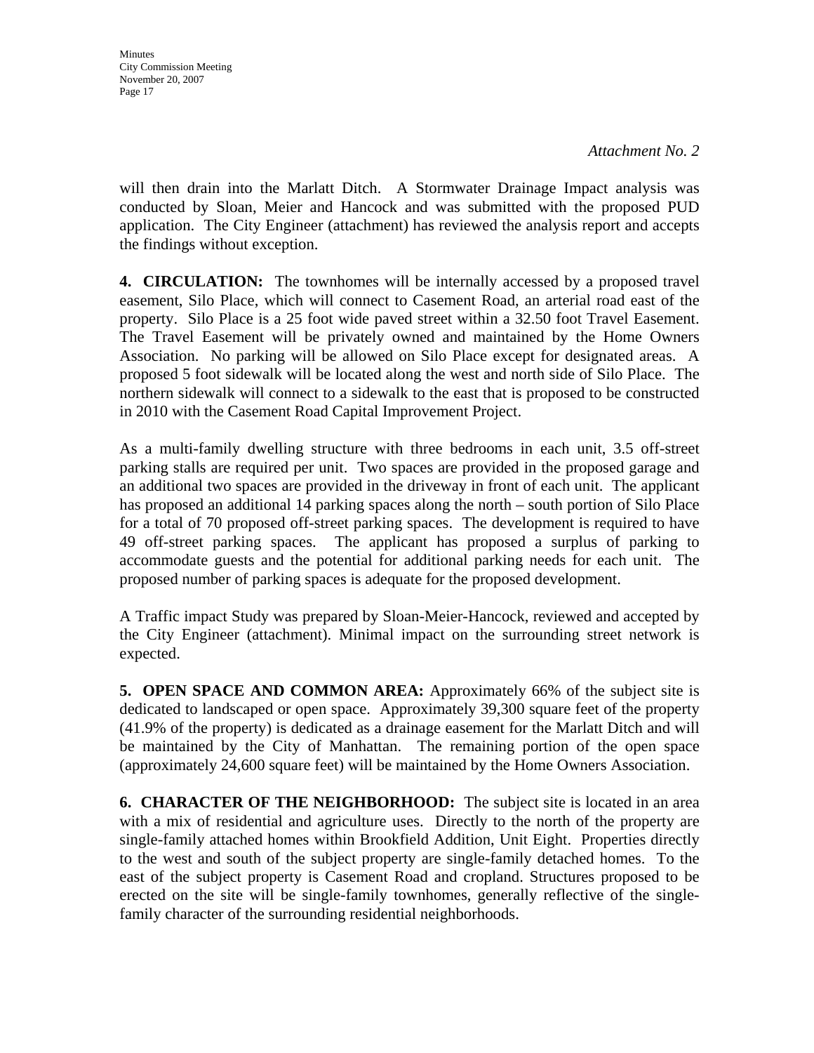*Attachment No. 2*

will then drain into the Marlatt Ditch. A Stormwater Drainage Impact analysis was conducted by Sloan, Meier and Hancock and was submitted with the proposed PUD application. The City Engineer (attachment) has reviewed the analysis report and accepts the findings without exception.

**4. CIRCULATION:** The townhomes will be internally accessed by a proposed travel easement, Silo Place, which will connect to Casement Road, an arterial road east of the property. Silo Place is a 25 foot wide paved street within a 32.50 foot Travel Easement. The Travel Easement will be privately owned and maintained by the Home Owners Association. No parking will be allowed on Silo Place except for designated areas. A proposed 5 foot sidewalk will be located along the west and north side of Silo Place. The northern sidewalk will connect to a sidewalk to the east that is proposed to be constructed in 2010 with the Casement Road Capital Improvement Project.

As a multi-family dwelling structure with three bedrooms in each unit, 3.5 off-street parking stalls are required per unit. Two spaces are provided in the proposed garage and an additional two spaces are provided in the driveway in front of each unit. The applicant has proposed an additional 14 parking spaces along the north – south portion of Silo Place for a total of 70 proposed off-street parking spaces. The development is required to have 49 off-street parking spaces. The applicant has proposed a surplus of parking to accommodate guests and the potential for additional parking needs for each unit. The proposed number of parking spaces is adequate for the proposed development.

A Traffic impact Study was prepared by Sloan-Meier-Hancock, reviewed and accepted by the City Engineer (attachment). Minimal impact on the surrounding street network is expected.

**5. OPEN SPACE AND COMMON AREA:** Approximately 66% of the subject site is dedicated to landscaped or open space. Approximately 39,300 square feet of the property (41.9% of the property) is dedicated as a drainage easement for the Marlatt Ditch and will be maintained by the City of Manhattan. The remaining portion of the open space (approximately 24,600 square feet) will be maintained by the Home Owners Association.

**6. CHARACTER OF THE NEIGHBORHOOD:** The subject site is located in an area with a mix of residential and agriculture uses. Directly to the north of the property are single-family attached homes within Brookfield Addition, Unit Eight. Properties directly to the west and south of the subject property are single-family detached homes. To the east of the subject property is Casement Road and cropland. Structures proposed to be erected on the site will be single-family townhomes, generally reflective of the single-family character of the surrounding residential neighborhoods.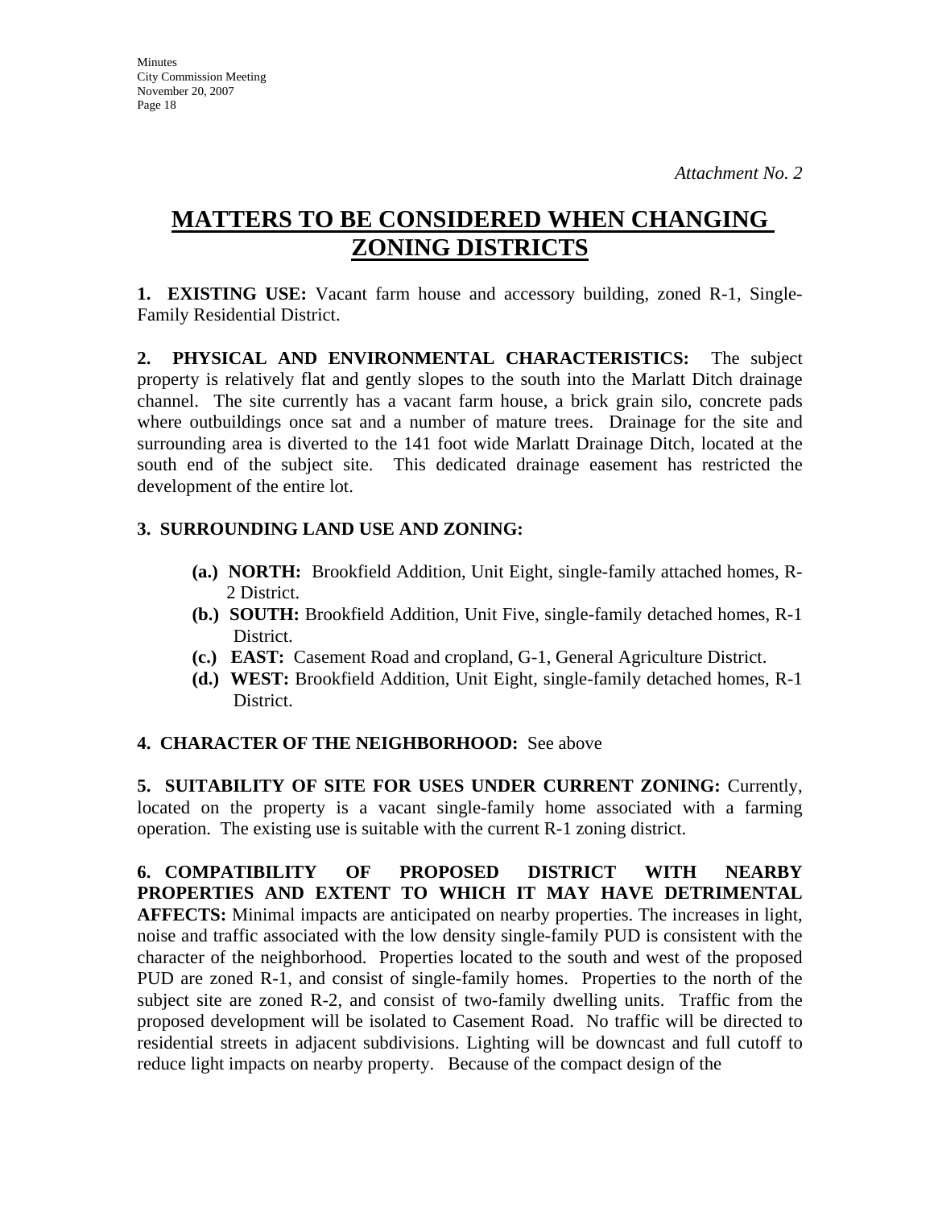*Attachment No. 2*

# MATTERS TO BE CONSIDERED WHEN CHANGING ZONING DISTRICTS

**1. EXISTING USE:** Vacant farm house and accessory building, zoned R-1, Single-Family Residential District.

**2. PHYSICAL AND ENVIRONMENTAL CHARACTERISTICS:** The subject property is relatively flat and gently slopes to the south into the Marlatt Ditch drainage channel. The site currently has a vacant farm house, a brick grain silo, concrete pads where outbuildings once sat and a number of mature trees. Drainage for the site and surrounding area is diverted to the 141 foot wide Marlatt Drainage Ditch, located at the south end of the subject site. This dedicated drainage easement has restricted the development of the entire lot.

**3. SURROUNDING LAND USE AND ZONING:**

- **(a.) NORTH:** Brookfield Addition, Unit Eight, single-family attached homes, R-2 District.
- **(b.) SOUTH:** Brookfield Addition, Unit Five, single-family detached homes, R-1 District.
- **(c.) EAST:** Casement Road and cropland, G-1, General Agriculture District.
- **(d.) WEST:** Brookfield Addition, Unit Eight, single-family detached homes, R-1 District.

**4. CHARACTER OF THE NEIGHBORHOOD:** See above

**5. SUITABILITY OF SITE FOR USES UNDER CURRENT ZONING:** Currently, located on the property is a vacant single-family home associated with a farming operation. The existing use is suitable with the current R-1 zoning district.

**6. COMPATIBILITY OF PROPOSED DISTRICT WITH NEARBY PROPERTIES AND EXTENT TO WHICH IT MAY HAVE DETRIMENTAL AFFECTS:** Minimal impacts are anticipated on nearby properties. The increases in light, noise and traffic associated with the low density single-family PUD is consistent with the character of the neighborhood. Properties located to the south and west of the proposed PUD are zoned R-1, and consist of single-family homes. Properties to the north of the subject site are zoned R-2, and consist of two-family dwelling units. Traffic from the proposed development will be isolated to Casement Road. No traffic will be directed to residential streets in adjacent subdivisions. Lighting will be downcast and full cutoff to reduce light impacts on nearby property. Because of the compact design of the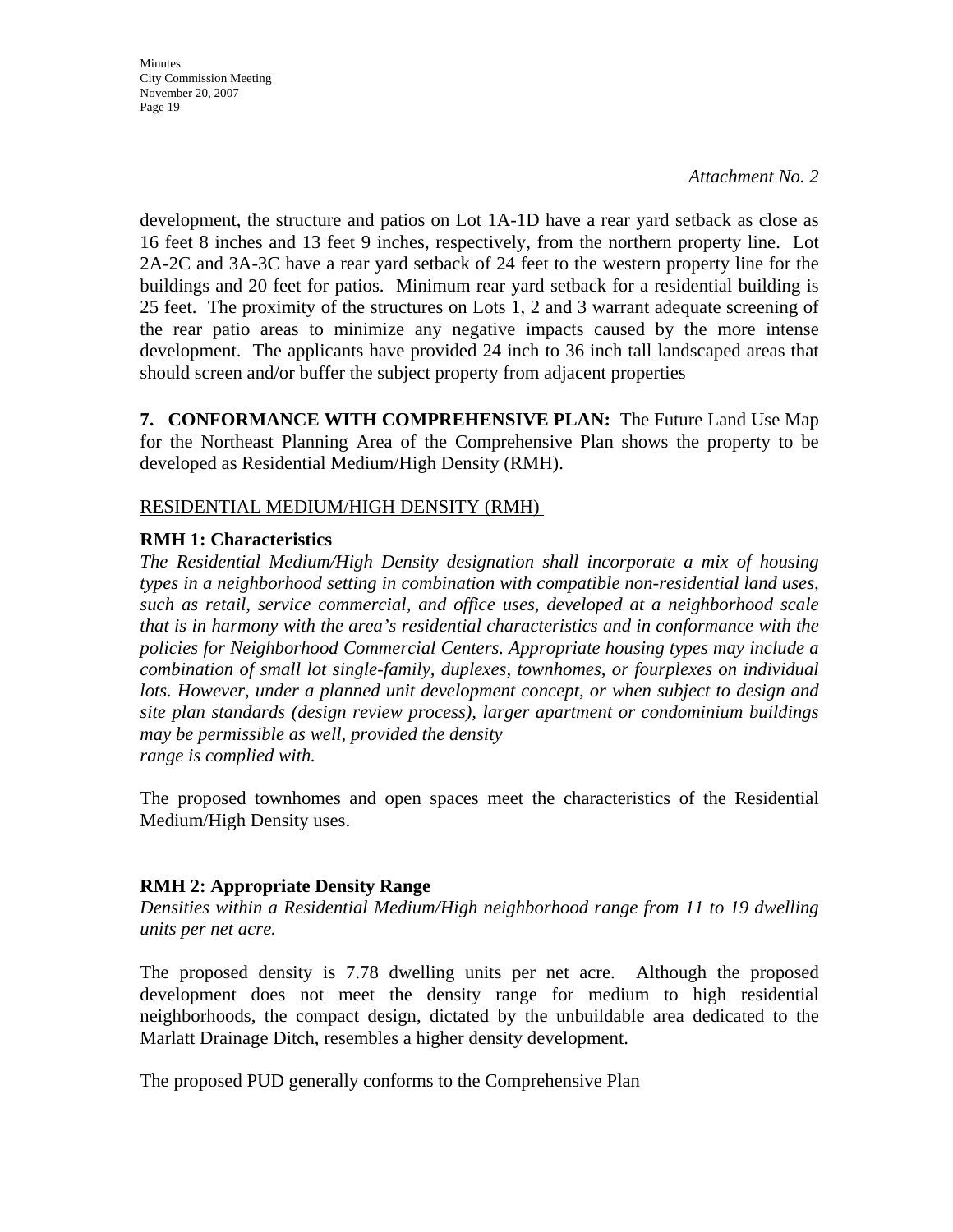*Attachment No. 2*

development, the structure and patios on Lot 1A-1D have a rear yard setback as close as 16 feet 8 inches and 13 feet 9 inches, respectively, from the northern property line. Lot 2A-2C and 3A-3C have a rear yard setback of 24 feet to the western property line for the buildings and 20 feet for patios. Minimum rear yard setback for a residential building is 25 feet. The proximity of the structures on Lots 1, 2 and 3 warrant adequate screening of the rear patio areas to minimize any negative impacts caused by the more intense development. The applicants have provided 24 inch to 36 inch tall landscaped areas that should screen and/or buffer the subject property from adjacent properties

**7. CONFORMANCE WITH COMPREHENSIVE PLAN:** The Future Land Use Map for the Northeast Planning Area of the Comprehensive Plan shows the property to be developed as Residential Medium/High Density (RMH).

RESIDENTIAL MEDIUM/HIGH DENSITY (RMH)

**RMH 1: Characteristics**

*The Residential Medium/High Density designation shall incorporate a mix of housing types in a neighborhood setting in combination with compatible non-residential land uses, such as retail, service commercial, and office uses, developed at a neighborhood scale that is in harmony with the area's residential characteristics and in conformance with the policies for Neighborhood Commercial Centers. Appropriate housing types may include a combination of small lot single-family, duplexes, townhomes, or fourplexes on individual lots. However, under a planned unit development concept, or when subject to design and site plan standards (design review process), larger apartment or condominium buildings may be permissible as well, provided the density range is complied with.*

The proposed townhomes and open spaces meet the characteristics of the Residential Medium/High Density uses.

**RMH 2: Appropriate Density Range**

*Densities within a Residential Medium/High neighborhood range from 11 to 19 dwelling units per net acre.*

The proposed density is 7.78 dwelling units per net acre. Although the proposed development does not meet the density range for medium to high residential neighborhoods, the compact design, dictated by the unbuildable area dedicated to the Marlatt Drainage Ditch, resembles a higher density development.

The proposed PUD generally conforms to the Comprehensive Plan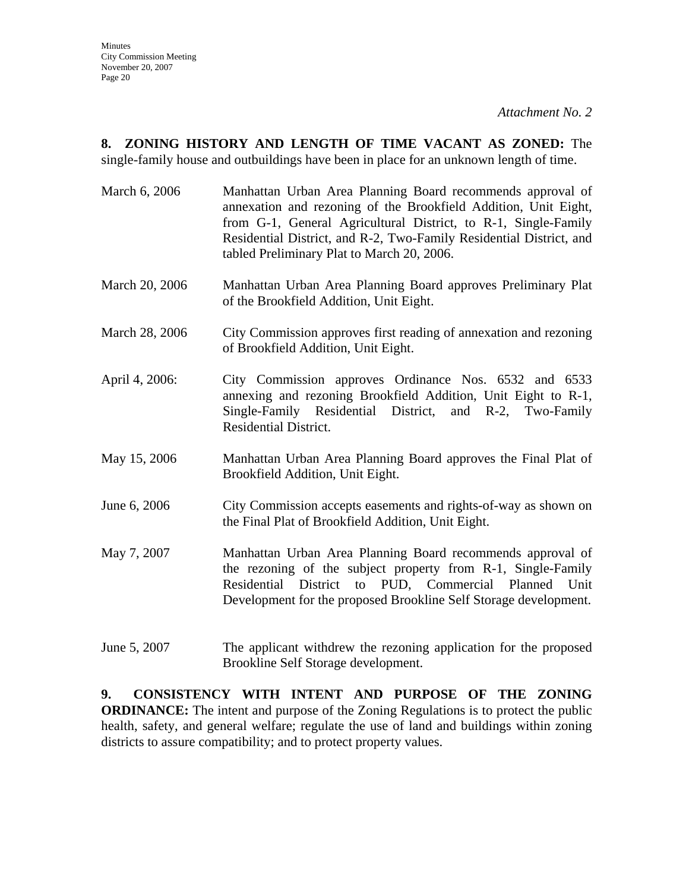*Attachment No. 2*

**8. ZONING HISTORY AND LENGTH OF TIME VACANT AS ZONED:** The single-family house and outbuildings have been in place for an unknown length of time.

| | |
|---|---|
| March 6, 2006 | Manhattan Urban Area Planning Board recommends approval of annexation and rezoning of the Brookfield Addition, Unit Eight, from G-1, General Agricultural District, to R-1, Single-Family Residential District, and R-2, Two-Family Residential District, and tabled Preliminary Plat to March 20, 2006. |
| March 20, 2006 | Manhattan Urban Area Planning Board approves Preliminary Plat of the Brookfield Addition, Unit Eight. |
| March 28, 2006 | City Commission approves first reading of annexation and rezoning of Brookfield Addition, Unit Eight. |
| April 4, 2006: | City Commission approves Ordinance Nos. 6532 and 6533 annexing and rezoning Brookfield Addition, Unit Eight to R-1, Single-Family Residential District, and R-2, Two-Family Residential District. |
| May 15, 2006 | Manhattan Urban Area Planning Board approves the Final Plat of Brookfield Addition, Unit Eight. |
| June 6, 2006 | City Commission accepts easements and rights-of-way as shown on the Final Plat of Brookfield Addition, Unit Eight. |
| May 7, 2007 | Manhattan Urban Area Planning Board recommends approval of the rezoning of the subject property from R-1, Single-Family Residential District to PUD, Commercial Planned Unit Development for the proposed Brookline Self Storage development. |
| June 5, 2007 | The applicant withdrew the rezoning application for the proposed Brookline Self Storage development. |

**9. CONSISTENCY WITH INTENT AND PURPOSE OF THE ZONING ORDINANCE:** The intent and purpose of the Zoning Regulations is to protect the public health, safety, and general welfare; regulate the use of land and buildings within zoning districts to assure compatibility; and to protect property values.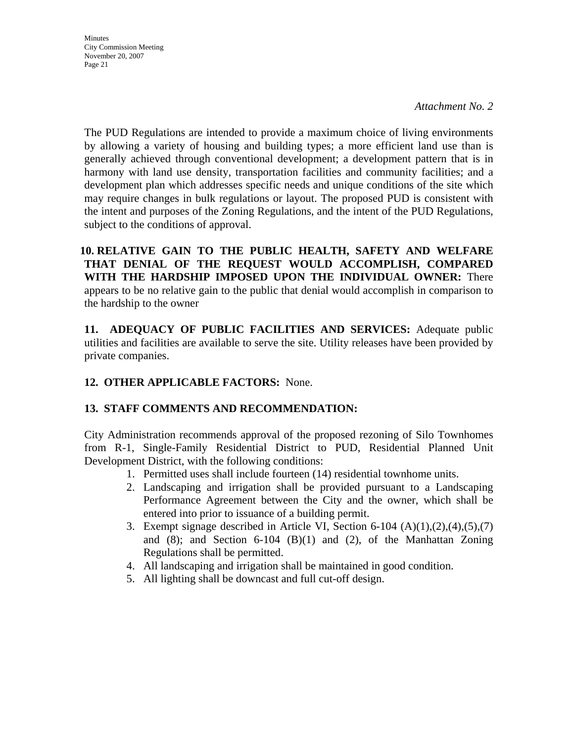*Attachment No. 2*

The PUD Regulations are intended to provide a maximum choice of living environments by allowing a variety of housing and building types; a more efficient land use than is generally achieved through conventional development; a development pattern that is in harmony with land use density, transportation facilities and community facilities; and a development plan which addresses specific needs and unique conditions of the site which may require changes in bulk regulations or layout. The proposed PUD is consistent with the intent and purposes of the Zoning Regulations, and the intent of the PUD Regulations, subject to the conditions of approval.

**10. RELATIVE GAIN TO THE PUBLIC HEALTH, SAFETY AND WELFARE THAT DENIAL OF THE REQUEST WOULD ACCOMPLISH, COMPARED WITH THE HARDSHIP IMPOSED UPON THE INDIVIDUAL OWNER:** There appears to be no relative gain to the public that denial would accomplish in comparison to the hardship to the owner

**11. ADEQUACY OF PUBLIC FACILITIES AND SERVICES:** Adequate public utilities and facilities are available to serve the site. Utility releases have been provided by private companies.

**12. OTHER APPLICABLE FACTORS:** None.

**13. STAFF COMMENTS AND RECOMMENDATION:**

City Administration recommends approval of the proposed rezoning of Silo Townhomes from R-1, Single-Family Residential District to PUD, Residential Planned Unit Development District, with the following conditions:

1. Permitted uses shall include fourteen (14) residential townhome units.
2. Landscaping and irrigation shall be provided pursuant to a Landscaping Performance Agreement between the City and the owner, which shall be entered into prior to issuance of a building permit.
3. Exempt signage described in Article VI, Section 6-104 (A)(1),(2),(4),(5),(7) and (8); and Section 6-104 (B)(1) and (2), of the Manhattan Zoning Regulations shall be permitted.
4. All landscaping and irrigation shall be maintained in good condition.
5. All lighting shall be downcast and full cut-off design.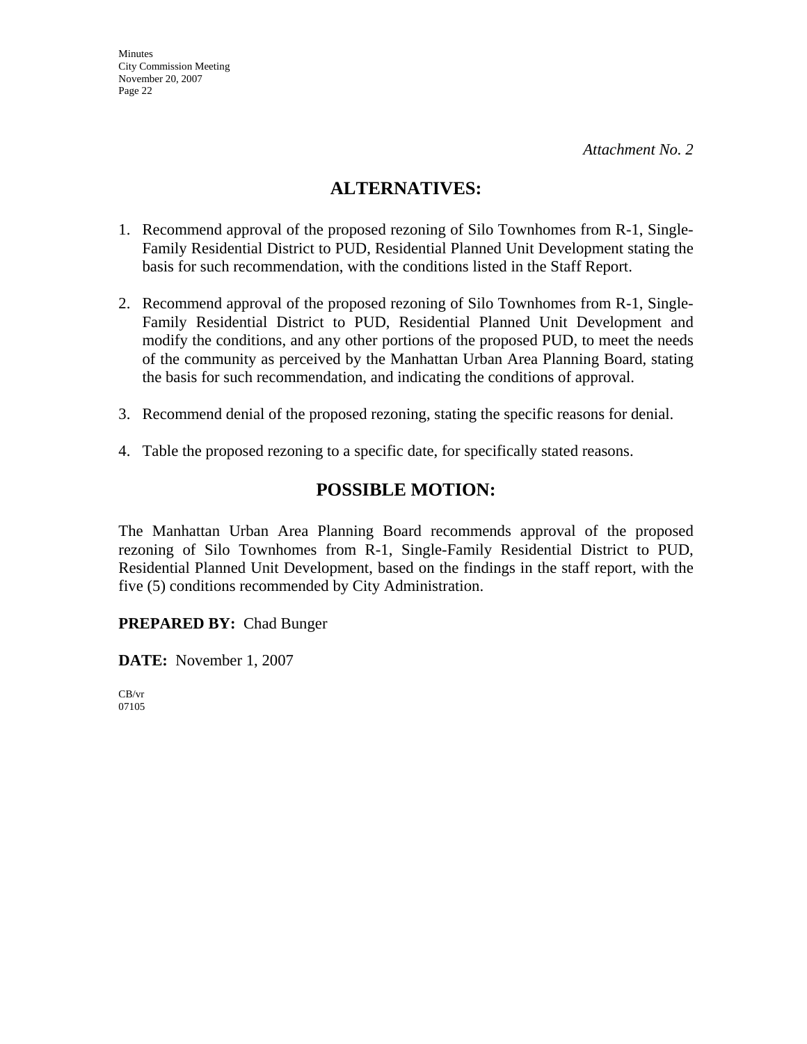*Attachment No. 2*

## ALTERNATIVES:

1. Recommend approval of the proposed rezoning of Silo Townhomes from R-1, Single-Family Residential District to PUD, Residential Planned Unit Development stating the basis for such recommendation, with the conditions listed in the Staff Report.

2. Recommend approval of the proposed rezoning of Silo Townhomes from R-1, Single-Family Residential District to PUD, Residential Planned Unit Development and modify the conditions, and any other portions of the proposed PUD, to meet the needs of the community as perceived by the Manhattan Urban Area Planning Board, stating the basis for such recommendation, and indicating the conditions of approval.

3. Recommend denial of the proposed rezoning, stating the specific reasons for denial.

4. Table the proposed rezoning to a specific date, for specifically stated reasons.

## POSSIBLE MOTION:

The Manhattan Urban Area Planning Board recommends approval of the proposed rezoning of Silo Townhomes from R-1, Single-Family Residential District to PUD, Residential Planned Unit Development, based on the findings in the staff report, with the five (5) conditions recommended by City Administration.

**PREPARED BY:** Chad Bunger

**DATE:** November 1, 2007

CB/vr
07105